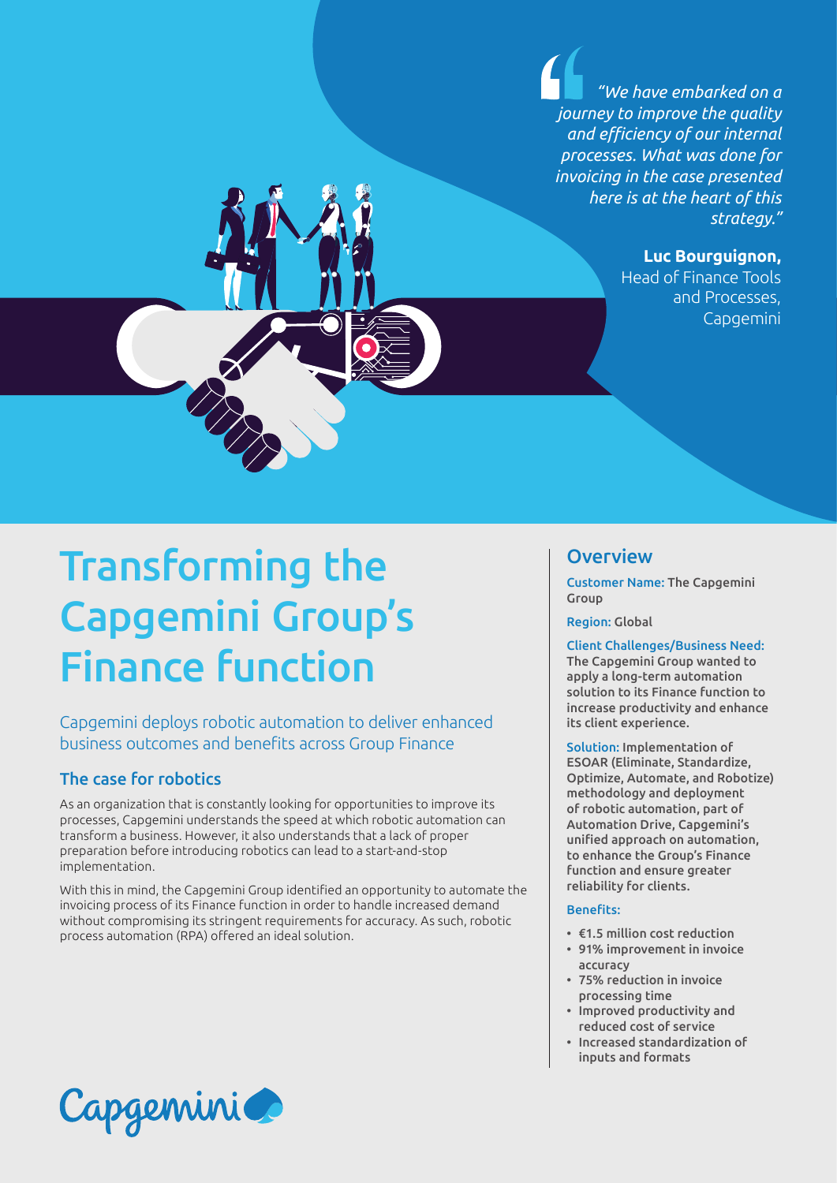*"We have embarked on a journey to improve the quality and efficiency of our internal processes. What was done for invoicing in the case presented here is at the heart of this strategy."*

**Luc Bourguignon,**
Head of Finance Tools and Processes, Capgemini

# Transforming the Capgemini Group's Finance function

Capgemini deploys robotic automation to deliver enhanced business outcomes and benefits across Group Finance

## The case for robotics

As an organization that is constantly looking for opportunities to improve its processes, Capgemini understands the speed at which robotic automation can transform a business. However, it also understands that a lack of proper preparation before introducing robotics can lead to a start-and-stop implementation.

With this in mind, the Capgemini Group identified an opportunity to automate the invoicing process of its Finance function in order to handle increased demand without compromising its stringent requirements for accuracy. As such, robotic process automation (RPA) offered an ideal solution.

## Overview

**Customer Name:** The Capgemini Group

**Region:** Global

**Client Challenges/Business Need:**
The Capgemini Group wanted to apply a long-term automation solution to its Finance function to increase productivity and enhance its client experience.

**Solution:** Implementation of ESOAR (Eliminate, Standardize, Optimize, Automate, and Robotize) methodology and deployment of robotic automation, part of Automation Drive, Capgemini's unified approach on automation, to enhance the Group's Finance function and ensure greater reliability for clients.

**Benefits:**

- €1.5 million cost reduction
- 91% improvement in invoice accuracy
- 75% reduction in invoice processing time
- Improved productivity and reduced cost of service
- Increased standardization of inputs and formats

Capgemini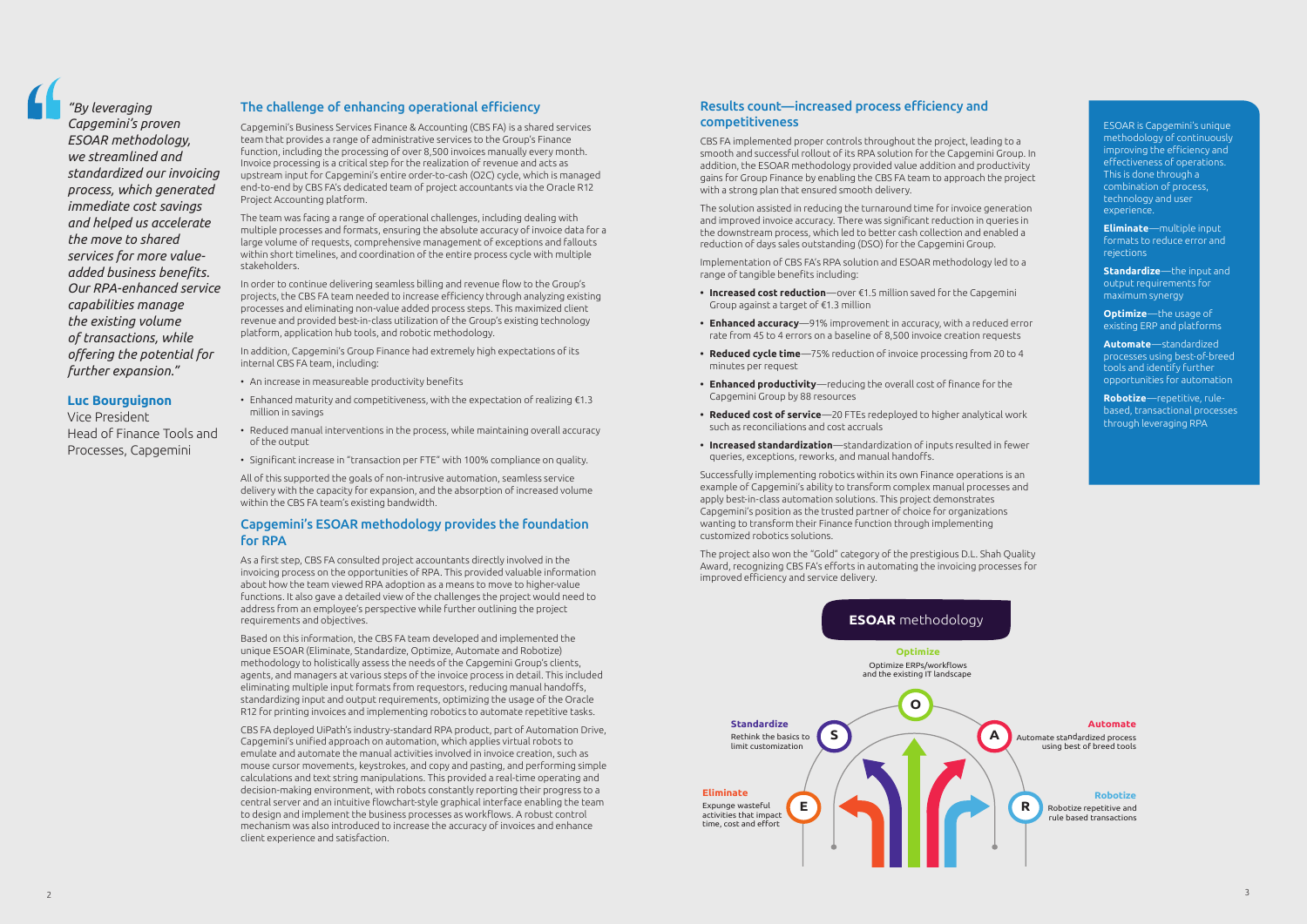> *"By leveraging Capgemini's proven ESOAR methodology, we streamlined and standardized our invoicing process, which generated immediate cost savings and helped us accelerate the move to shared services for more value-added business benefits. Our RPA-enhanced service capabilities manage the existing volume of transactions, while offering the potential for further expansion."*

**Luc Bourguignon**
Vice President
Head of Finance Tools and Processes, Capgemini

## The challenge of enhancing operational efficiency

Capgemini's Business Services Finance & Accounting (CBS FA) is a shared services team that provides a range of administrative services to the Group's Finance function, including the processing of over 8,500 invoices manually every month. Invoice processing is a critical step for the realization of revenue and acts as upstream input for Capgemini's entire order-to-cash (O2C) cycle, which is managed end-to-end by CBS FA's dedicated team of project accountants via the Oracle R12 Project Accounting platform.

The team was facing a range of operational challenges, including dealing with multiple processes and formats, ensuring the absolute accuracy of invoice data for a large volume of requests, comprehensive management of exceptions and fallouts within short timelines, and coordination of the entire process cycle with multiple stakeholders.

In order to continue delivering seamless billing and revenue flow to the Group's projects, the CBS FA team needed to increase efficiency through analyzing existing processes and eliminating non-value added process steps. This maximized client revenue and provided best-in-class utilization of the Group's existing technology platform, application hub tools, and robotic methodology.

In addition, Capgemini's Group Finance had extremely high expectations of its internal CBS FA team, including:

- An increase in measureable productivity benefits
- Enhanced maturity and competitiveness, with the expectation of realizing €1.3 million in savings
- Reduced manual interventions in the process, while maintaining overall accuracy of the output
- Significant increase in "transaction per FTE" with 100% compliance on quality.

All of this supported the goals of non-intrusive automation, seamless service delivery with the capacity for expansion, and the absorption of increased volume within the CBS FA team's existing bandwidth.

## Capgemini's ESOAR methodology provides the foundation for RPA

As a first step, CBS FA consulted project accountants directly involved in the invoicing process on the opportunities of RPA. This provided valuable information about how the team viewed RPA adoption as a means to move to higher-value functions. It also gave a detailed view of the challenges the project would need to address from an employee's perspective while further outlining the project requirements and objectives.

Based on this information, the CBS FA team developed and implemented the unique ESOAR (Eliminate, Standardize, Optimize, Automate and Robotize) methodology to holistically assess the needs of the Capgemini Group's clients, agents, and managers at various steps of the invoice process in detail. This included eliminating multiple input formats from requestors, reducing manual handoffs, standardizing input and output requirements, optimizing the usage of the Oracle R12 for printing invoices and implementing robotics to automate repetitive tasks.

CBS FA deployed UiPath's industry-standard RPA product, part of Automation Drive, Capgemini's unified approach on automation, which applies virtual robots to emulate and automate the manual activities involved in invoice creation, such as mouse cursor movements, keystrokes, and copy and pasting, and performing simple calculations and text string manipulations. This provided a real-time operating and decision-making environment, with robots constantly reporting their progress to a central server and an intuitive flowchart-style graphical interface enabling the team to design and implement the business processes as workflows. A robust control mechanism was also introduced to increase the accuracy of invoices and enhance client experience and satisfaction.

## Results count—increased process efficiency and competitiveness

CBS FA implemented proper controls throughout the project, leading to a smooth and successful rollout of its RPA solution for the Capgemini Group. In addition, the ESOAR methodology provided value addition and productivity gains for Group Finance by enabling the CBS FA team to approach the project with a strong plan that ensured smooth delivery.

The solution assisted in reducing the turnaround time for invoice generation and improved invoice accuracy. There was significant reduction in queries in the downstream process, which led to better cash collection and enabled a reduction of days sales outstanding (DSO) for the Capgemini Group.

Implementation of CBS FA's RPA solution and ESOAR methodology led to a range of tangible benefits including:

- **Increased cost reduction**—over €1.5 million saved for the Capgemini Group against a target of €1.3 million
- **Enhanced accuracy**—91% improvement in accuracy, with a reduced error rate from 45 to 4 errors on a baseline of 8,500 invoice creation requests
- **Reduced cycle time**—75% reduction of invoice processing from 20 to 4 minutes per request
- **Enhanced productivity**—reducing the overall cost of finance for the Capgemini Group by 88 resources
- **Reduced cost of service**—20 FTEs redeployed to higher analytical work such as reconciliations and cost accruals
- **Increased standardization**—standardization of inputs resulted in fewer queries, exceptions, reworks, and manual handoffs.

Successfully implementing robotics within its own Finance operations is an example of Capgemini's ability to transform complex manual processes and apply best-in-class automation solutions. This project demonstrates Capgemini's position as the trusted partner of choice for organizations wanting to transform their Finance function through implementing customized robotics solutions.

The project also won the "Gold" category of the prestigious D.L. Shah Quality Award, recognizing CBS FA's efforts in automating the invoicing processes for improved efficiency and service delivery.

**ESOAR** methodology

- **Eliminate** — Expunge wasteful activities that impact time, cost and effort
- **Standardize** — Rethink the basics to limit customization
- **Optimize** — Optimize ERPs/workflows and the existing IT landscape
- **Automate** — Automate standardized process using best of breed tools
- **Robotize** — Robotize repetitive and rule based transactions

ESOAR is Capgemini's unique methodology of continuously improving the efficiency and effectiveness of operations. This is done through a combination of process, technology and user experience.

**Eliminate**—multiple input formats to reduce error and rejections

**Standardize**—the input and output requirements for maximum synergy

**Optimize**—the usage of existing ERP and platforms

**Automate**—standardized processes using best-of-breed tools and identify further opportunities for automation

**Robotize**—repetitive, rule-based, transactional processes through leveraging RPA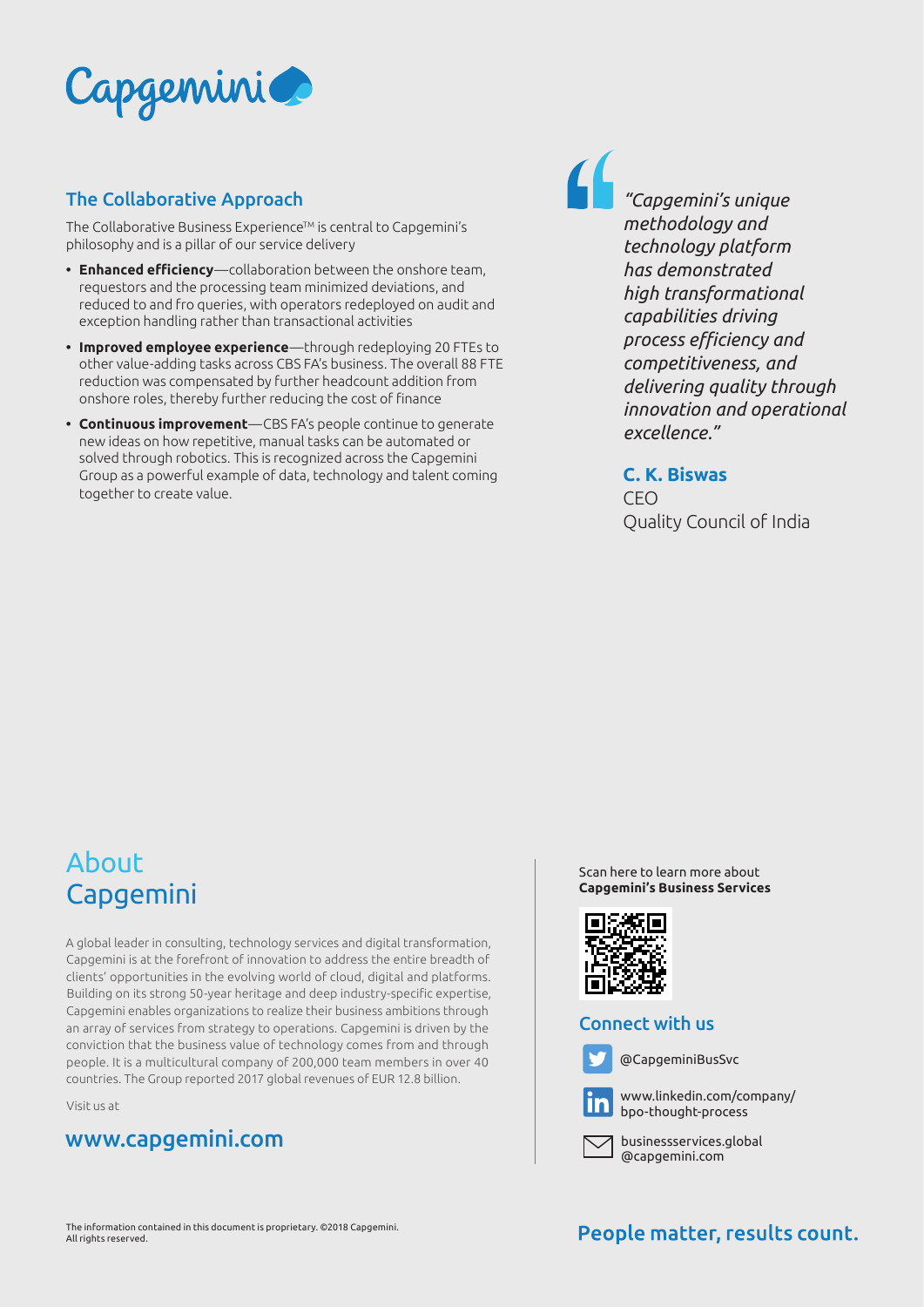Capgemini

## The Collaborative Approach

The Collaborative Business Experience™ is central to Capgemini's philosophy and is a pillar of our service delivery

- **Enhanced efficiency**—collaboration between the onshore team, requestors and the processing team minimized deviations, and reduced to and fro queries, with operators redeployed on audit and exception handling rather than transactional activities
- **Improved employee experience**—through redeploying 20 FTEs to other value-adding tasks across CBS FA's business. The overall 88 FTE reduction was compensated by further headcount addition from onshore roles, thereby further reducing the cost of finance
- **Continuous improvement**—CBS FA's people continue to generate new ideas on how repetitive, manual tasks can be automated or solved through robotics. This is recognized across the Capgemini Group as a powerful example of data, technology and talent coming together to create value.

> *"Capgemini's unique methodology and technology platform has demonstrated high transformational capabilities driving process efficiency and competitiveness, and delivering quality through innovation and operational excellence."*
>
> **C. K. Biswas**
> CEO
> Quality Council of India

## About Capgemini

A global leader in consulting, technology services and digital transformation, Capgemini is at the forefront of innovation to address the entire breadth of clients' opportunities in the evolving world of cloud, digital and platforms. Building on its strong 50-year heritage and deep industry-specific expertise, Capgemini enables organizations to realize their business ambitions through an array of services from strategy to operations. Capgemini is driven by the conviction that the business value of technology comes from and through people. It is a multicultural company of 200,000 team members in over 40 countries. The Group reported 2017 global revenues of EUR 12.8 billion.

Visit us at

### www.capgemini.com

Scan here to learn more about **Capgemini's Business Services**

### Connect with us

@CapgeminiBusSvc

www.linkedin.com/company/bpo-thought-process

businessservices.global@capgemini.com

The information contained in this document is proprietary. ©2018 Capgemini. All rights reserved.

People matter, results count.